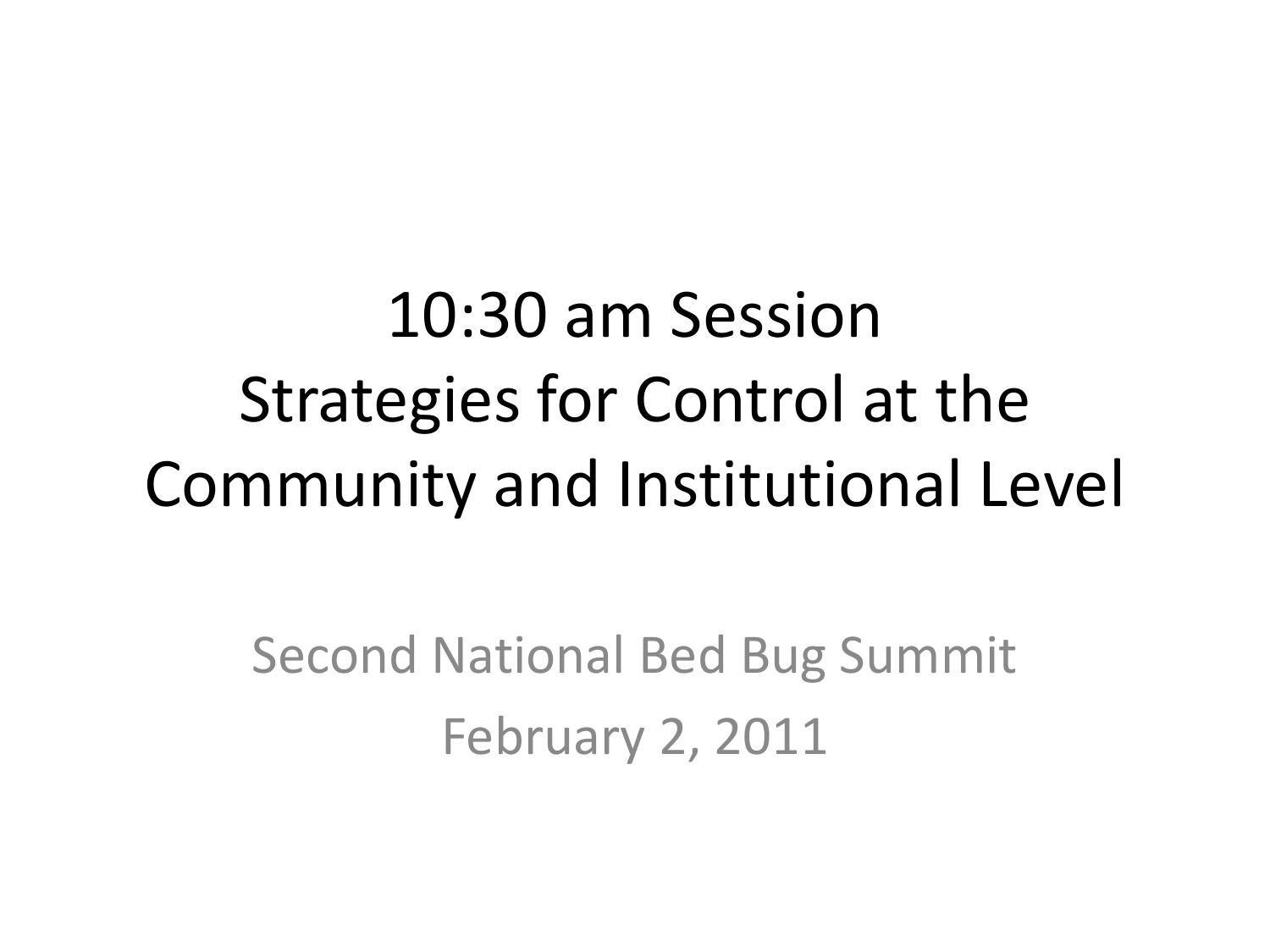# 10:30 am Session
# Strategies for Control at the Community and Institutional Level

Second National Bed Bug Summit

February 2, 2011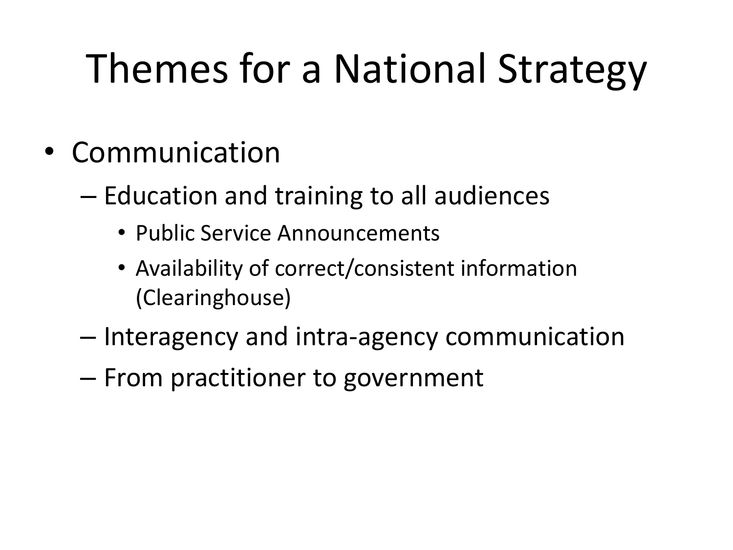# Themes for a National Strategy

- Communication
  - Education and training to all audiences
    - Public Service Announcements
    - Availability of correct/consistent information (Clearinghouse)
  - Interagency and intra-agency communication
  - From practitioner to government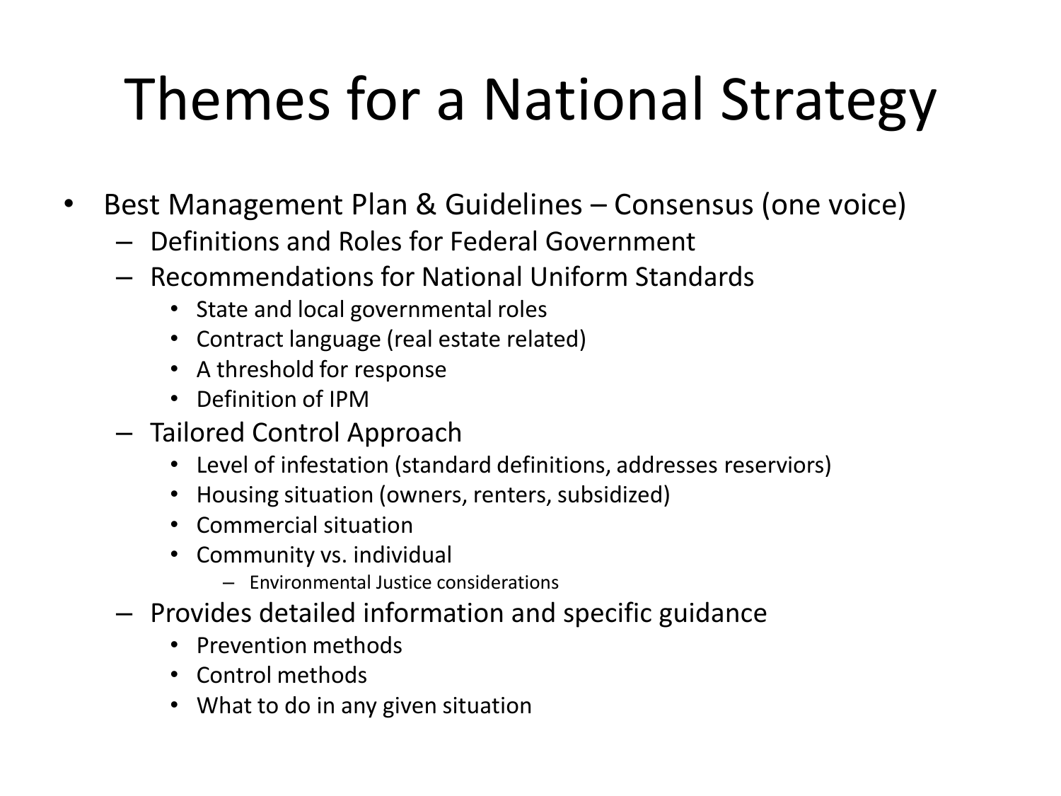# Themes for a National Strategy

- Best Management Plan & Guidelines – Consensus (one voice)
  - Definitions and Roles for Federal Government
  - Recommendations for National Uniform Standards
    - State and local governmental roles
    - Contract language (real estate related)
    - A threshold for response
    - Definition of IPM
  - Tailored Control Approach
    - Level of infestation (standard definitions, addresses reserviors)
    - Housing situation (owners, renters, subsidized)
    - Commercial situation
    - Community vs. individual
      - Environmental Justice considerations
  - Provides detailed information and specific guidance
    - Prevention methods
    - Control methods
    - What to do in any given situation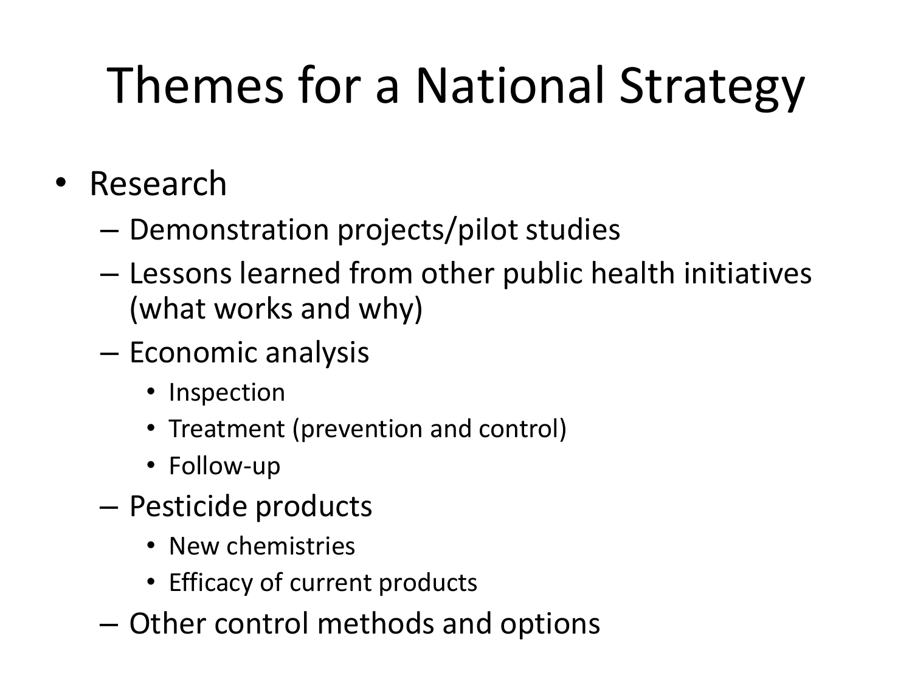# Themes for a National Strategy

- Research
  - Demonstration projects/pilot studies
  - Lessons learned from other public health initiatives (what works and why)
  - Economic analysis
    - Inspection
    - Treatment (prevention and control)
    - Follow-up
  - Pesticide products
    - New chemistries
    - Efficacy of current products
  - Other control methods and options